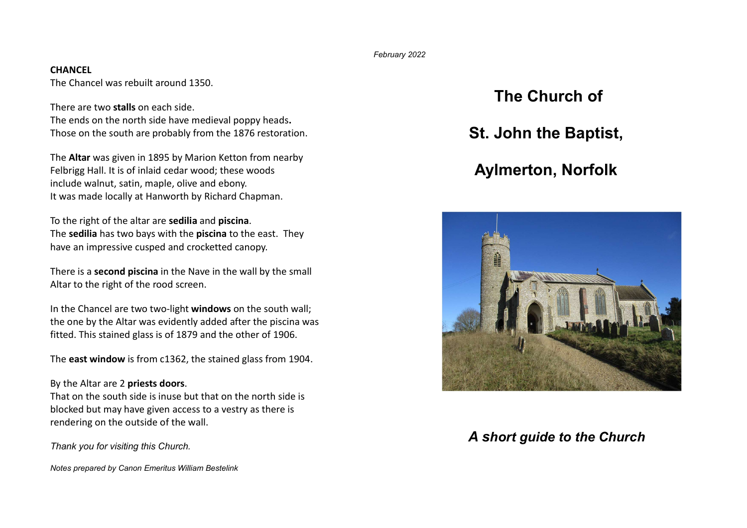## CHANCEL

The Chancel was rebuilt around 1350.

There are two **stalls** on each side.
The ends on the north side have medieval poppy heads**.**
Those on the south are probably from the 1876 restoration.

The **Altar** was given in 1895 by Marion Ketton from nearby Felbrigg Hall. It is of inlaid cedar wood; these woods include walnut, satin, maple, olive and ebony.
It was made locally at Hanworth by Richard Chapman.

To the right of the altar are **sedilia** and **piscina**.
The **sedilia** has two bays with the **piscina** to the east. They have an impressive cusped and crocketted canopy.

There is a **second piscina** in the Nave in the wall by the small Altar to the right of the rood screen.

In the Chancel are two two-light **windows** on the south wall; the one by the Altar was evidently added after the piscina was fitted. This stained glass is of 1879 and the other of 1906.

The **east window** is from c1362, the stained glass from 1904.

By the Altar are 2 **priests doors**.
That on the south side is inuse but that on the north side is blocked but may have given access to a vestry as there is rendering on the outside of the wall.

*Thank you for visiting this Church.*

*Notes prepared by Canon Emeritus William Bestelink*

*February 2022*

# The Church of

# St. John the Baptist,

# Aylmerton, Norfolk

***A short guide to the Church***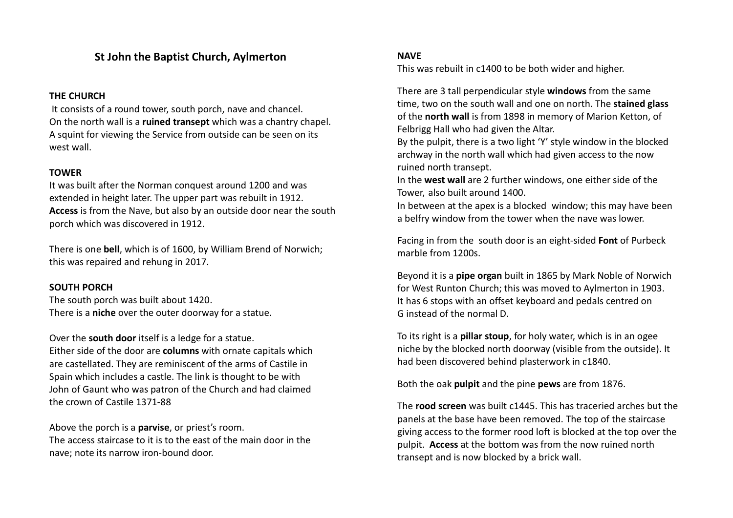## St John the Baptist Church, Aylmerton

**THE CHURCH**

It consists of a round tower, south porch, nave and chancel.
On the north wall is a **ruined transept** which was a chantry chapel.
A squint for viewing the Service from outside can be seen on its west wall.

**TOWER**

It was built after the Norman conquest around 1200 and was extended in height later. The upper part was rebuilt in 1912.
**Access** is from the Nave, but also by an outside door near the south porch which was discovered in 1912.

There is one **bell**, which is of 1600, by William Brend of Norwich; this was repaired and rehung in 2017.

**SOUTH PORCH**

The south porch was built about 1420.
There is a **niche** over the outer doorway for a statue.

Over the **south door** itself is a ledge for a statue.
Either side of the door are **columns** with ornate capitals which are castellated. They are reminiscent of the arms of Castile in Spain which includes a castle. The link is thought to be with John of Gaunt who was patron of the Church and had claimed the crown of Castile 1371-88

Above the porch is a **parvise**, or priest's room.
The access staircase to it is to the east of the main door in the nave; note its narrow iron-bound door.

**NAVE**

This was rebuilt in c1400 to be both wider and higher.

There are 3 tall perpendicular style **windows** from the same time, two on the south wall and one on north. The **stained glass** of the **north wall** is from 1898 in memory of Marion Ketton, of Felbrigg Hall who had given the Altar.
By the pulpit, there is a two light 'Y' style window in the blocked archway in the north wall which had given access to the now ruined north transept.
In the **west wall** are 2 further windows, one either side of the Tower, also built around 1400.
In between at the apex is a blocked window; this may have been a belfry window from the tower when the nave was lower.

Facing in from the south door is an eight-sided **Font** of Purbeck marble from 1200s.

Beyond it is a **pipe organ** built in 1865 by Mark Noble of Norwich for West Runton Church; this was moved to Aylmerton in 1903.
It has 6 stops with an offset keyboard and pedals centred on G instead of the normal D.

To its right is a **pillar stoup**, for holy water, which is in an ogee niche by the blocked north doorway (visible from the outside). It had been discovered behind plasterwork in c1840.

Both the oak **pulpit** and the pine **pews** are from 1876.

The **rood screen** was built c1445. This has traceried arches but the panels at the base have been removed. The top of the staircase giving access to the former rood loft is blocked at the top over the pulpit. **Access** at the bottom was from the now ruined north transept and is now blocked by a brick wall.